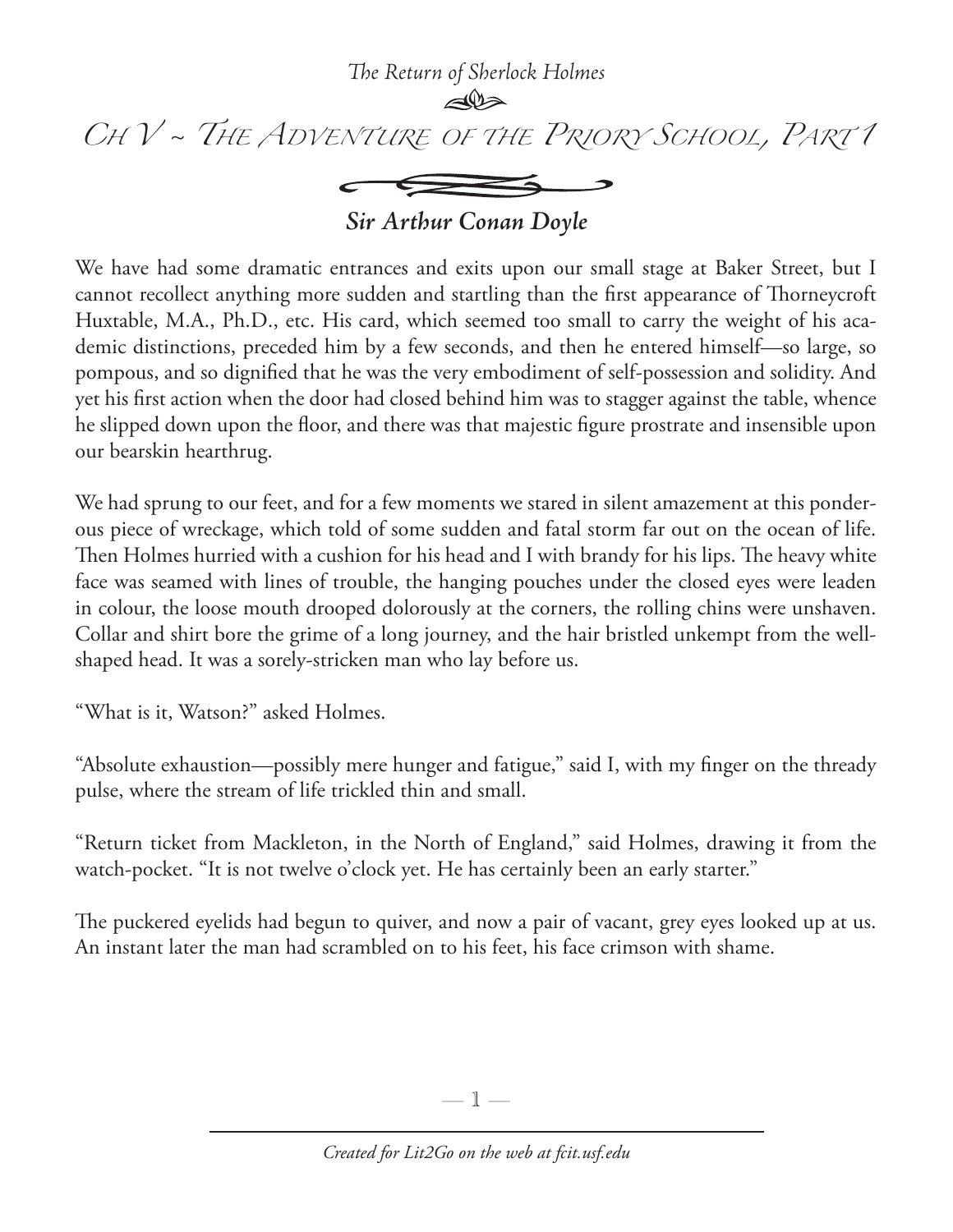*The Return of Sherlock Holmes*

# Ch V ~ The Adventure of the Priory School, Part 1

***Sir Arthur Conan Doyle***

We have had some dramatic entrances and exits upon our small stage at Baker Street, but I cannot recollect anything more sudden and startling than the first appearance of Thorneycroft Huxtable, M.A., Ph.D., etc. His card, which seemed too small to carry the weight of his academic distinctions, preceded him by a few seconds, and then he entered himself—so large, so pompous, and so dignified that he was the very embodiment of self-possession and solidity. And yet his first action when the door had closed behind him was to stagger against the table, whence he slipped down upon the floor, and there was that majestic figure prostrate and insensible upon our bearskin hearthrug.

We had sprung to our feet, and for a few moments we stared in silent amazement at this ponderous piece of wreckage, which told of some sudden and fatal storm far out on the ocean of life. Then Holmes hurried with a cushion for his head and I with brandy for his lips. The heavy white face was seamed with lines of trouble, the hanging pouches under the closed eyes were leaden in colour, the loose mouth drooped dolorously at the corners, the rolling chins were unshaven. Collar and shirt bore the grime of a long journey, and the hair bristled unkempt from the well-shaped head. It was a sorely-stricken man who lay before us.

"What is it, Watson?" asked Holmes.

"Absolute exhaustion—possibly mere hunger and fatigue," said I, with my finger on the thready pulse, where the stream of life trickled thin and small.

"Return ticket from Mackleton, in the North of England," said Holmes, drawing it from the watch-pocket. "It is not twelve o'clock yet. He has certainly been an early starter."

The puckered eyelids had begun to quiver, and now a pair of vacant, grey eyes looked up at us. An instant later the man had scrambled on to his feet, his face crimson with shame.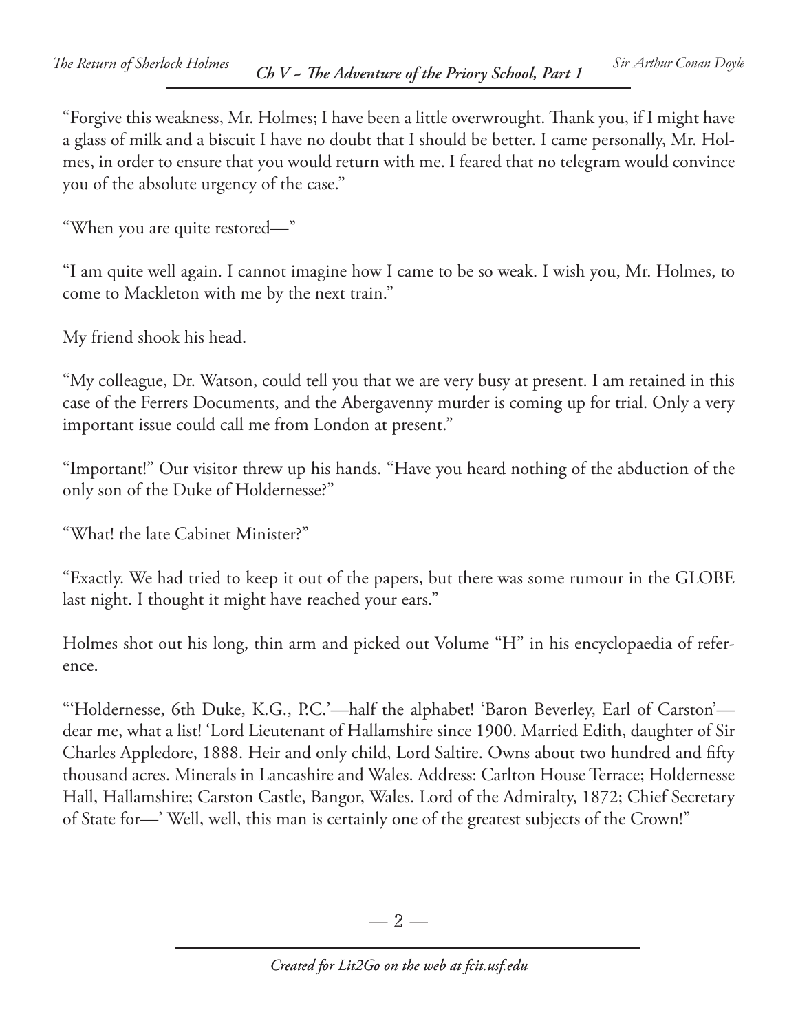"Forgive this weakness, Mr. Holmes; I have been a little overwrought. Thank you, if I might have a glass of milk and a biscuit I have no doubt that I should be better. I came personally, Mr. Holmes, in order to ensure that you would return with me. I feared that no telegram would convince you of the absolute urgency of the case."

"When you are quite restored—"

"I am quite well again. I cannot imagine how I came to be so weak. I wish you, Mr. Holmes, to come to Mackleton with me by the next train."

My friend shook his head.

"My colleague, Dr. Watson, could tell you that we are very busy at present. I am retained in this case of the Ferrers Documents, and the Abergavenny murder is coming up for trial. Only a very important issue could call me from London at present."

"Important!" Our visitor threw up his hands. "Have you heard nothing of the abduction of the only son of the Duke of Holdernesse?"

"What! the late Cabinet Minister?"

"Exactly. We had tried to keep it out of the papers, but there was some rumour in the GLOBE last night. I thought it might have reached your ears."

Holmes shot out his long, thin arm and picked out Volume "H" in his encyclopaedia of reference.

"'Holdernesse, 6th Duke, K.G., P.C.'—half the alphabet! 'Baron Beverley, Earl of Carston'—dear me, what a list! 'Lord Lieutenant of Hallamshire since 1900. Married Edith, daughter of Sir Charles Appledore, 1888. Heir and only child, Lord Saltire. Owns about two hundred and fifty thousand acres. Minerals in Lancashire and Wales. Address: Carlton House Terrace; Holdernesse Hall, Hallamshire; Carston Castle, Bangor, Wales. Lord of the Admiralty, 1872; Chief Secretary of State for—' Well, well, this man is certainly one of the greatest subjects of the Crown!"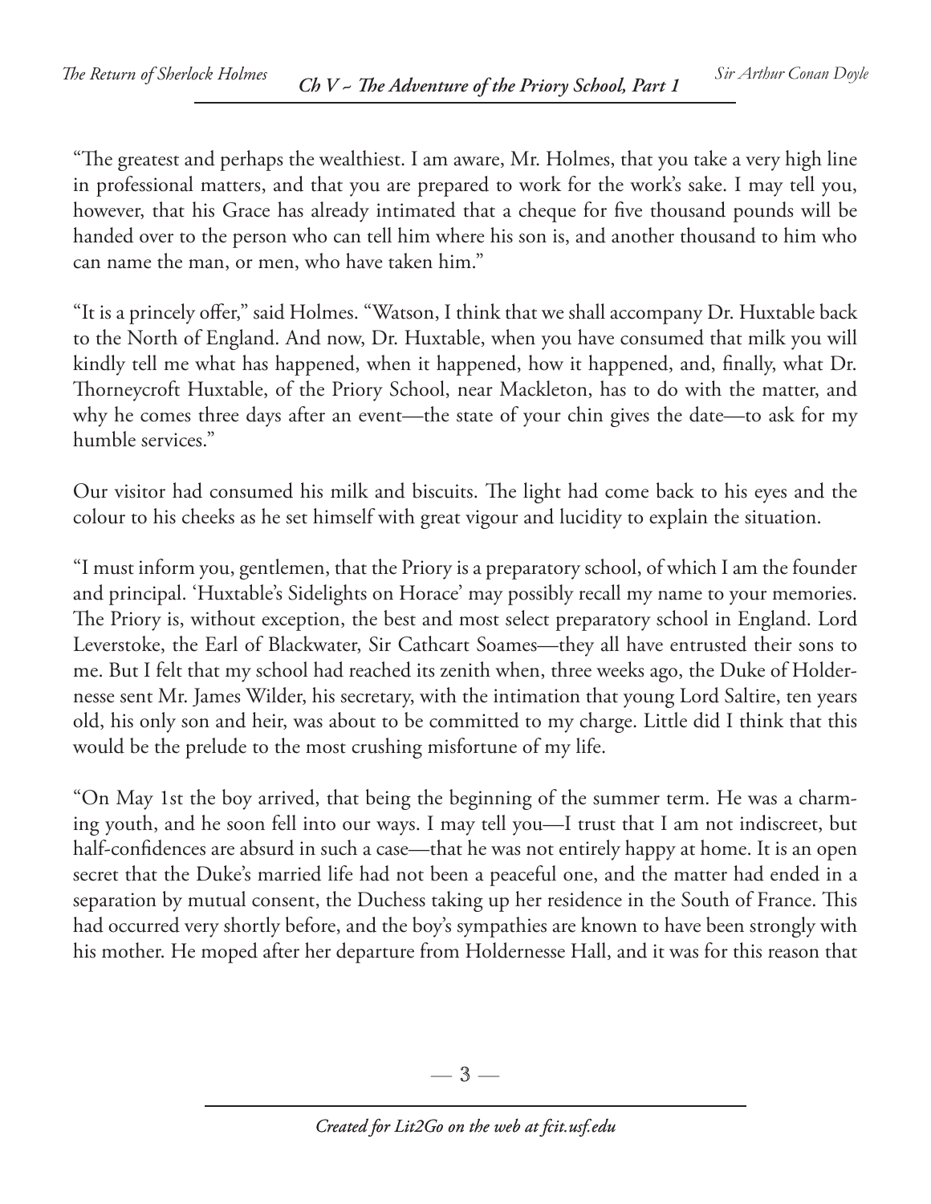"The greatest and perhaps the wealthiest. I am aware, Mr. Holmes, that you take a very high line in professional matters, and that you are prepared to work for the work's sake. I may tell you, however, that his Grace has already intimated that a cheque for five thousand pounds will be handed over to the person who can tell him where his son is, and another thousand to him who can name the man, or men, who have taken him."

"It is a princely offer," said Holmes. "Watson, I think that we shall accompany Dr. Huxtable back to the North of England. And now, Dr. Huxtable, when you have consumed that milk you will kindly tell me what has happened, when it happened, how it happened, and, finally, what Dr. Thorneycroft Huxtable, of the Priory School, near Mackleton, has to do with the matter, and why he comes three days after an event—the state of your chin gives the date—to ask for my humble services."

Our visitor had consumed his milk and biscuits. The light had come back to his eyes and the colour to his cheeks as he set himself with great vigour and lucidity to explain the situation.

"I must inform you, gentlemen, that the Priory is a preparatory school, of which I am the founder and principal. 'Huxtable's Sidelights on Horace' may possibly recall my name to your memories. The Priory is, without exception, the best and most select preparatory school in England. Lord Leverstoke, the Earl of Blackwater, Sir Cathcart Soames—they all have entrusted their sons to me. But I felt that my school had reached its zenith when, three weeks ago, the Duke of Holdernesse sent Mr. James Wilder, his secretary, with the intimation that young Lord Saltire, ten years old, his only son and heir, was about to be committed to my charge. Little did I think that this would be the prelude to the most crushing misfortune of my life.

"On May 1st the boy arrived, that being the beginning of the summer term. He was a charming youth, and he soon fell into our ways. I may tell you—I trust that I am not indiscreet, but half-confidences are absurd in such a case—that he was not entirely happy at home. It is an open secret that the Duke's married life had not been a peaceful one, and the matter had ended in a separation by mutual consent, the Duchess taking up her residence in the South of France. This had occurred very shortly before, and the boy's sympathies are known to have been strongly with his mother. He moped after her departure from Holdernesse Hall, and it was for this reason that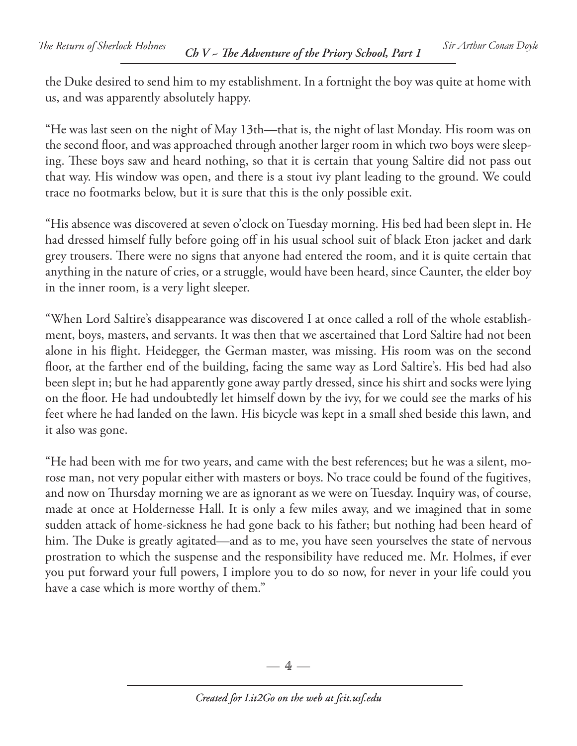the Duke desired to send him to my establishment. In a fortnight the boy was quite at home with us, and was apparently absolutely happy.

"He was last seen on the night of May 13th—that is, the night of last Monday. His room was on the second floor, and was approached through another larger room in which two boys were sleeping. These boys saw and heard nothing, so that it is certain that young Saltire did not pass out that way. His window was open, and there is a stout ivy plant leading to the ground. We could trace no footmarks below, but it is sure that this is the only possible exit.

"His absence was discovered at seven o'clock on Tuesday morning. His bed had been slept in. He had dressed himself fully before going off in his usual school suit of black Eton jacket and dark grey trousers. There were no signs that anyone had entered the room, and it is quite certain that anything in the nature of cries, or a struggle, would have been heard, since Caunter, the elder boy in the inner room, is a very light sleeper.

"When Lord Saltire's disappearance was discovered I at once called a roll of the whole establishment, boys, masters, and servants. It was then that we ascertained that Lord Saltire had not been alone in his flight. Heidegger, the German master, was missing. His room was on the second floor, at the farther end of the building, facing the same way as Lord Saltire's. His bed had also been slept in; but he had apparently gone away partly dressed, since his shirt and socks were lying on the floor. He had undoubtedly let himself down by the ivy, for we could see the marks of his feet where he had landed on the lawn. His bicycle was kept in a small shed beside this lawn, and it also was gone.

"He had been with me for two years, and came with the best references; but he was a silent, morose man, not very popular either with masters or boys. No trace could be found of the fugitives, and now on Thursday morning we are as ignorant as we were on Tuesday. Inquiry was, of course, made at once at Holdernesse Hall. It is only a few miles away, and we imagined that in some sudden attack of home-sickness he had gone back to his father; but nothing had been heard of him. The Duke is greatly agitated—and as to me, you have seen yourselves the state of nervous prostration to which the suspense and the responsibility have reduced me. Mr. Holmes, if ever you put forward your full powers, I implore you to do so now, for never in your life could you have a case which is more worthy of them."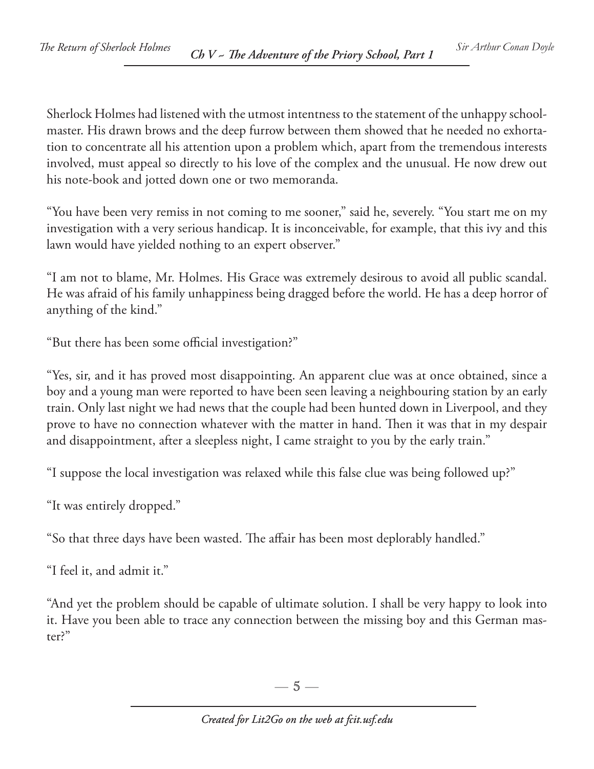Sherlock Holmes had listened with the utmost intentness to the statement of the unhappy schoolmaster. His drawn brows and the deep furrow between them showed that he needed no exhortation to concentrate all his attention upon a problem which, apart from the tremendous interests involved, must appeal so directly to his love of the complex and the unusual. He now drew out his note-book and jotted down one or two memoranda.

"You have been very remiss in not coming to me sooner," said he, severely. "You start me on my investigation with a very serious handicap. It is inconceivable, for example, that this ivy and this lawn would have yielded nothing to an expert observer."

"I am not to blame, Mr. Holmes. His Grace was extremely desirous to avoid all public scandal. He was afraid of his family unhappiness being dragged before the world. He has a deep horror of anything of the kind."

"But there has been some official investigation?"

"Yes, sir, and it has proved most disappointing. An apparent clue was at once obtained, since a boy and a young man were reported to have been seen leaving a neighbouring station by an early train. Only last night we had news that the couple had been hunted down in Liverpool, and they prove to have no connection whatever with the matter in hand. Then it was that in my despair and disappointment, after a sleepless night, I came straight to you by the early train."

"I suppose the local investigation was relaxed while this false clue was being followed up?"

"It was entirely dropped."

"So that three days have been wasted. The affair has been most deplorably handled."

"I feel it, and admit it."

"And yet the problem should be capable of ultimate solution. I shall be very happy to look into it. Have you been able to trace any connection between the missing boy and this German master?"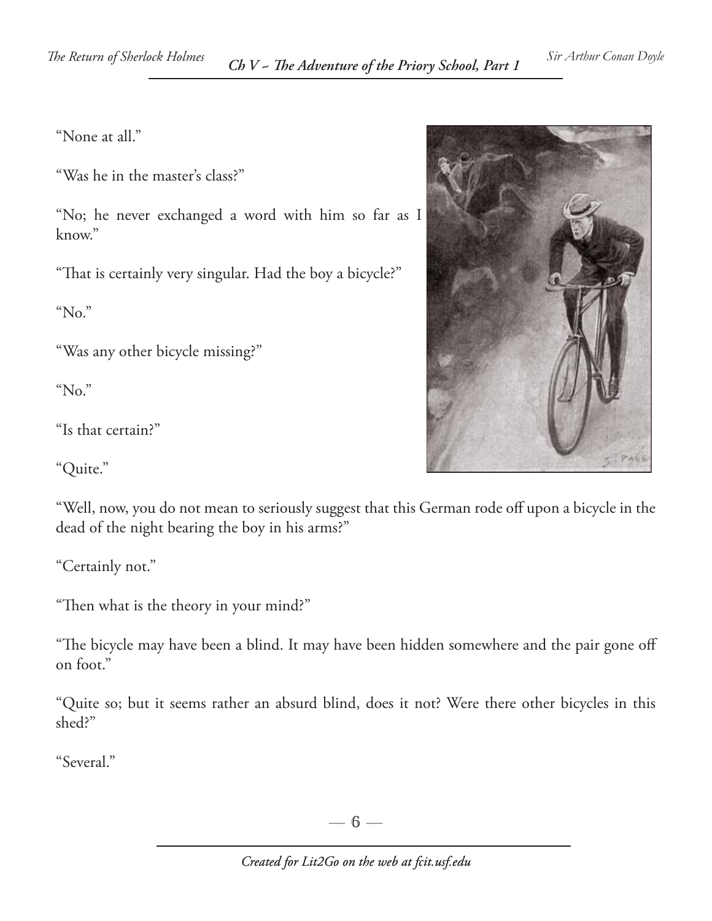"None at all."

"Was he in the master's class?"

"No; he never exchanged a word with him so far as I know."

"That is certainly very singular. Had the boy a bicycle?"

"No."

"Was any other bicycle missing?"

"No."

"Is that certain?"

"Quite."

"Well, now, you do not mean to seriously suggest that this German rode off upon a bicycle in the dead of the night bearing the boy in his arms?"

"Certainly not."

"Then what is the theory in your mind?"

"The bicycle may have been a blind. It may have been hidden somewhere and the pair gone off on foot."

"Quite so; but it seems rather an absurd blind, does it not? Were there other bicycles in this shed?"

"Several."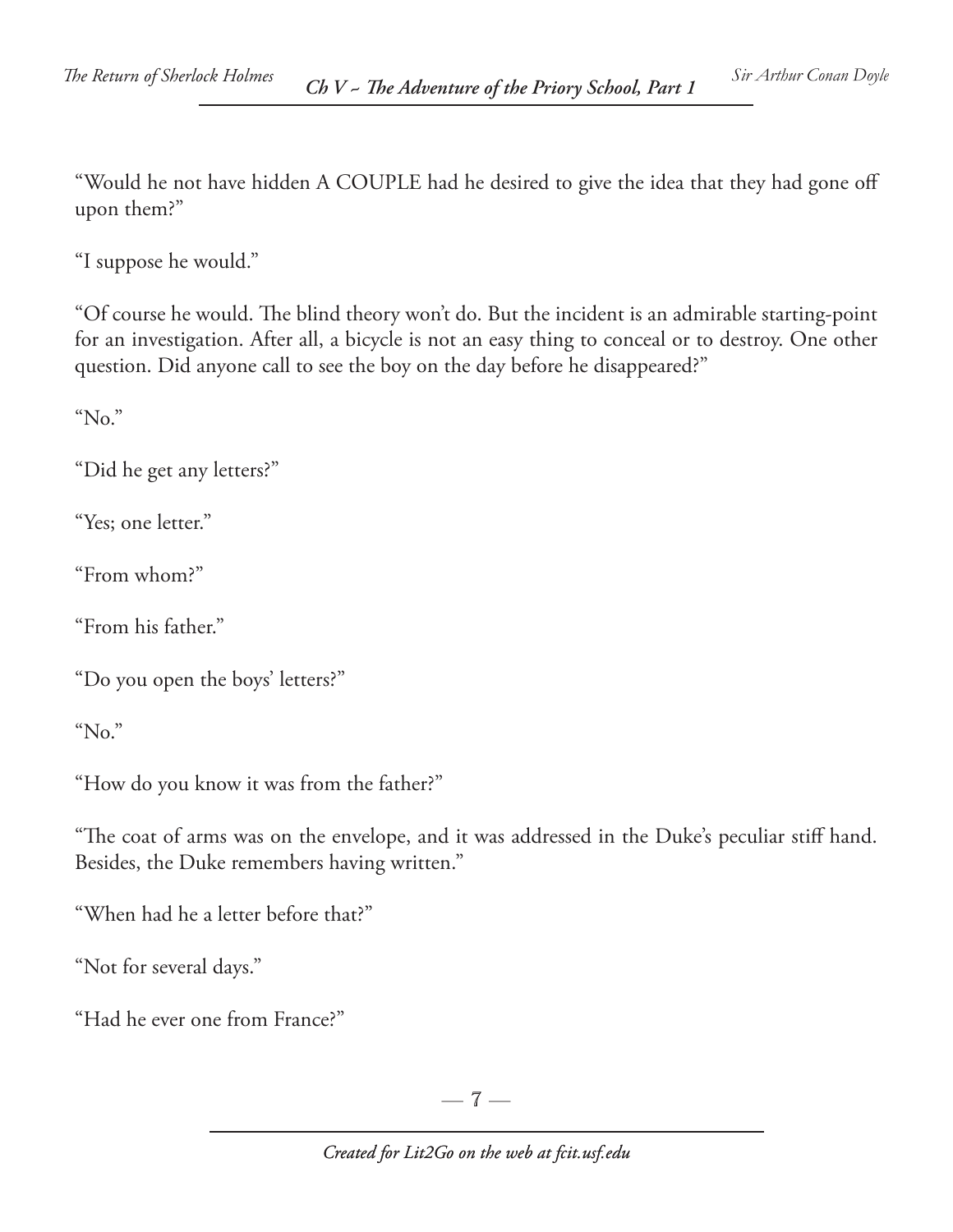"Would he not have hidden A COUPLE had he desired to give the idea that they had gone off upon them?"

"I suppose he would."

"Of course he would. The blind theory won't do. But the incident is an admirable starting-point for an investigation. After all, a bicycle is not an easy thing to conceal or to destroy. One other question. Did anyone call to see the boy on the day before he disappeared?"

"No."

"Did he get any letters?"

"Yes; one letter."

"From whom?"

"From his father."

"Do you open the boys' letters?"

"No."

"How do you know it was from the father?"

"The coat of arms was on the envelope, and it was addressed in the Duke's peculiar stiff hand. Besides, the Duke remembers having written."

"When had he a letter before that?"

"Not for several days."

"Had he ever one from France?"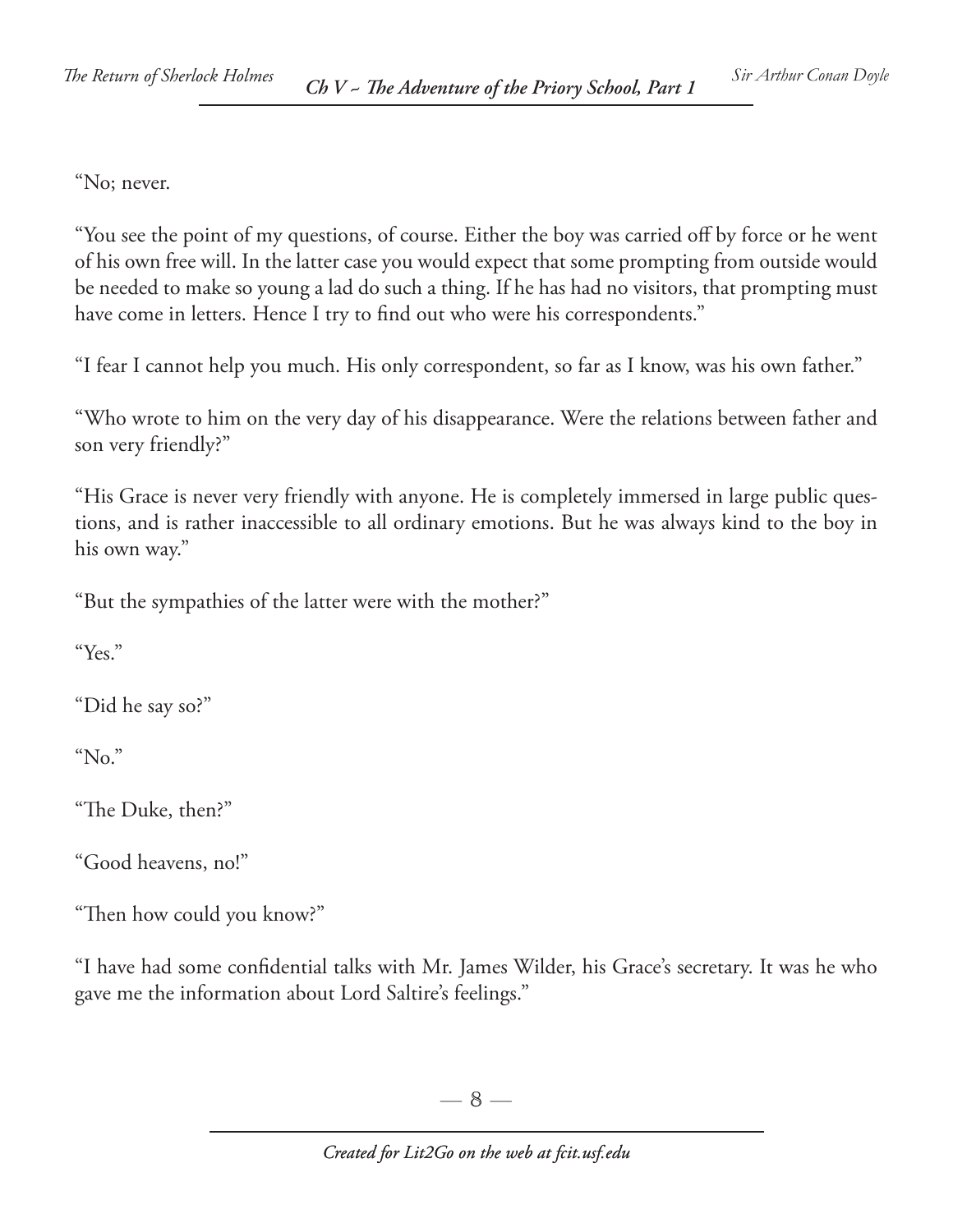"No; never.

"You see the point of my questions, of course. Either the boy was carried off by force or he went of his own free will. In the latter case you would expect that some prompting from outside would be needed to make so young a lad do such a thing. If he has had no visitors, that prompting must have come in letters. Hence I try to find out who were his correspondents."

"I fear I cannot help you much. His only correspondent, so far as I know, was his own father."

"Who wrote to him on the very day of his disappearance. Were the relations between father and son very friendly?"

"His Grace is never very friendly with anyone. He is completely immersed in large public questions, and is rather inaccessible to all ordinary emotions. But he was always kind to the boy in his own way."

"But the sympathies of the latter were with the mother?"

"Yes."

"Did he say so?"

"No."

"The Duke, then?"

"Good heavens, no!"

"Then how could you know?"

"I have had some confidential talks with Mr. James Wilder, his Grace's secretary. It was he who gave me the information about Lord Saltire's feelings."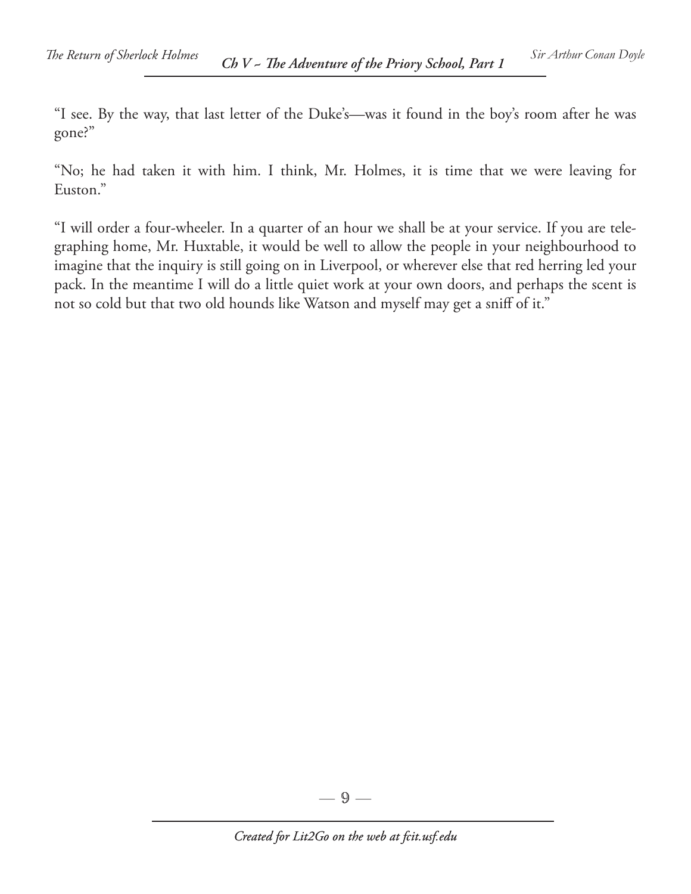"I see. By the way, that last letter of the Duke's—was it found in the boy's room after he was gone?"

"No; he had taken it with him. I think, Mr. Holmes, it is time that we were leaving for Euston."

"I will order a four-wheeler. In a quarter of an hour we shall be at your service. If you are telegraphing home, Mr. Huxtable, it would be well to allow the people in your neighbourhood to imagine that the inquiry is still going on in Liverpool, or wherever else that red herring led your pack. In the meantime I will do a little quiet work at your own doors, and perhaps the scent is not so cold but that two old hounds like Watson and myself may get a sniff of it."